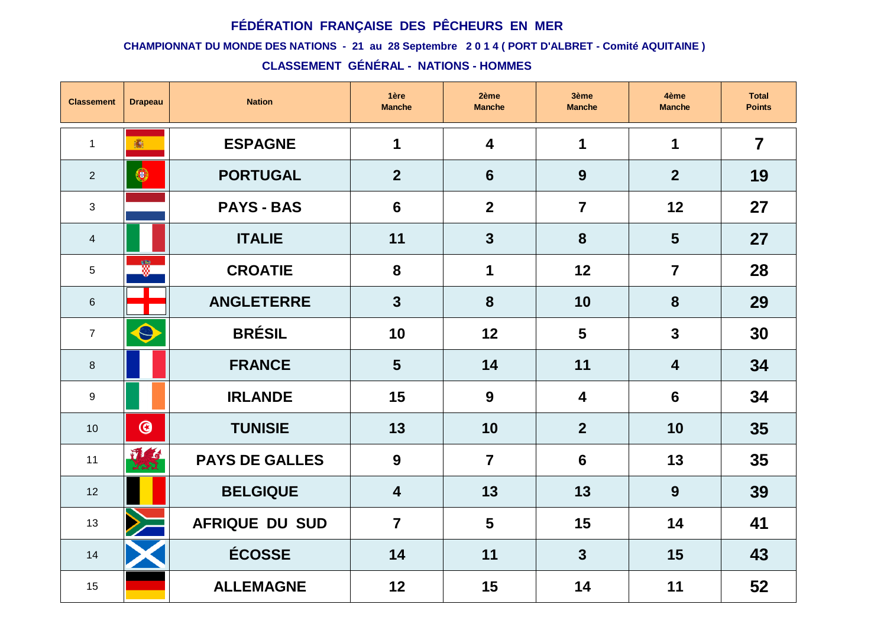# FÉDÉRATION FRANÇAISE DES PÊCHEURS EN MER

## CHAMPIONNAT DU MONDE DES NATIONS - 21 au 28 Septembre 2 0 1 4 ( PORT D'ALBRET - Comité AQUITAINE )

## CLASSEMENT GÉNÉRAL - NATIONS - HOMMES

| Classement | Drapeau | Nation | 1ère Manche | 2ème Manche | 3ème Manche | 4ème Manche | Total Points |
|---|---|---|---|---|---|---|---|
| 1 | | **ESPAGNE** | **1** | **4** | **1** | **1** | **7** |
| 2 | | **PORTUGAL** | **2** | **6** | **9** | **2** | **19** |
| 3 | | **PAYS - BAS** | **6** | **2** | **7** | **12** | **27** |
| 4 | | **ITALIE** | **11** | **3** | **8** | **5** | **27** |
| 5 | | **CROATIE** | **8** | **1** | **12** | **7** | **28** |
| 6 | | **ANGLETERRE** | **3** | **8** | **10** | **8** | **29** |
| 7 | | **BRÉSIL** | **10** | **12** | **5** | **3** | **30** |
| 8 | | **FRANCE** | **5** | **14** | **11** | **4** | **34** |
| 9 | | **IRLANDE** | **15** | **9** | **4** | **6** | **34** |
| 10 | | **TUNISIE** | **13** | **10** | **2** | **10** | **35** |
| 11 | | **PAYS DE GALLES** | **9** | **7** | **6** | **13** | **35** |
| 12 | | **BELGIQUE** | **4** | **13** | **13** | **9** | **39** |
| 13 | | **AFRIQUE DU SUD** | **7** | **5** | **15** | **14** | **41** |
| 14 | | **ÉCOSSE** | **14** | **11** | **3** | **15** | **43** |
| 15 | | **ALLEMAGNE** | **12** | **15** | **14** | **11** | **52** |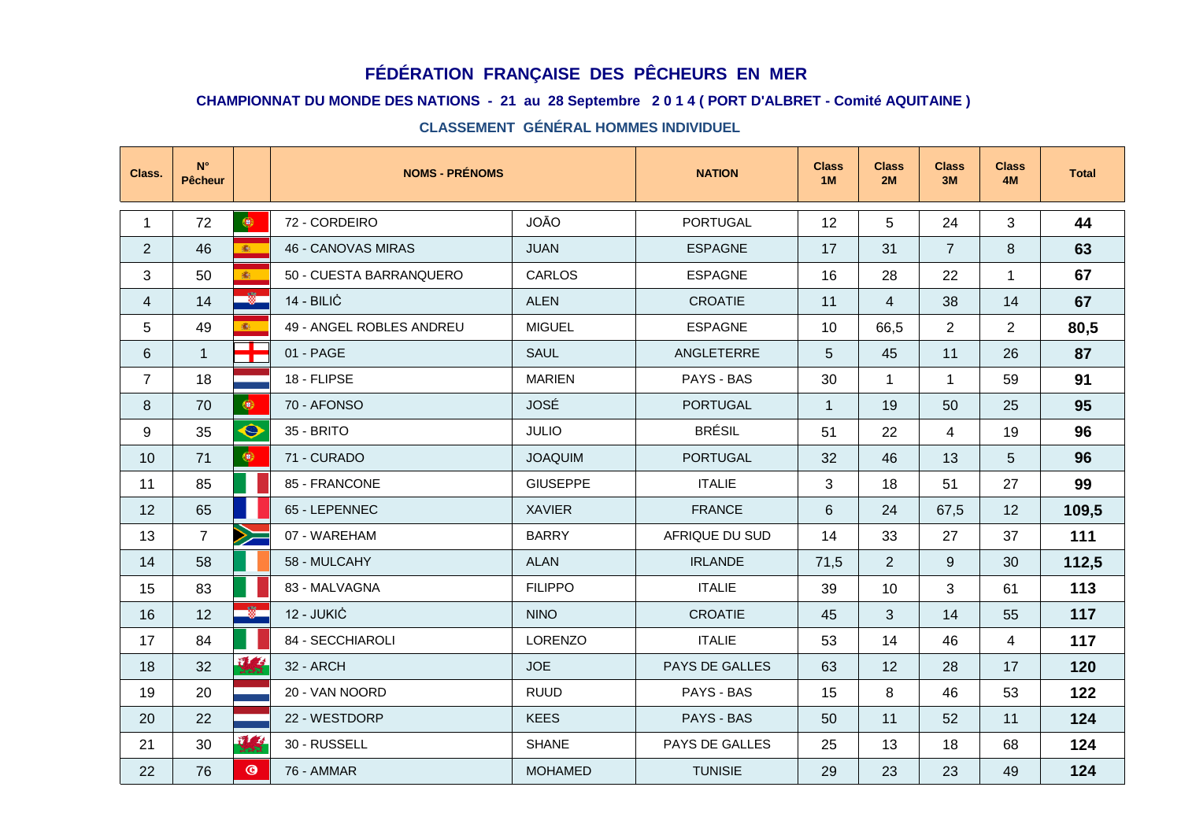# FÉDÉRATION FRANÇAISE DES PÊCHEURS EN MER

## CHAMPIONNAT DU MONDE DES NATIONS - 21 au 28 Septembre 2 0 1 4 ( PORT D'ALBRET - Comité AQUITAINE )

### CLASSEMENT GÉNÉRAL HOMMES INDIVIDUEL

| Class. | N° Pêcheur | | NOMS - PRÉNOMS | | NATION | Class 1M | Class 2M | Class 3M | Class 4M | Total |
|---|---|---|---|---|---|---|---|---|---|---|
| 1 | 72 | | 72 - CORDEIRO | JOÃO | PORTUGAL | 12 | 5 | 24 | 3 | **44** |
| 2 | 46 | | 46 - CANOVAS MIRAS | JUAN | ESPAGNE | 17 | 31 | 7 | 8 | **63** |
| 3 | 50 | | 50 - CUESTA BARRANQUERO | CARLOS | ESPAGNE | 16 | 28 | 22 | 1 | **67** |
| 4 | 14 | | 14 - BILIĊ | ALEN | CROATIE | 11 | 4 | 38 | 14 | **67** |
| 5 | 49 | | 49 - ANGEL ROBLES ANDREU | MIGUEL | ESPAGNE | 10 | 66,5 | 2 | 2 | **80,5** |
| 6 | 1 | | 01 - PAGE | SAUL | ANGLETERRE | 5 | 45 | 11 | 26 | **87** |
| 7 | 18 | | 18 - FLIPSE | MARIEN | PAYS - BAS | 30 | 1 | 1 | 59 | **91** |
| 8 | 70 | | 70 - AFONSO | JOSÉ | PORTUGAL | 1 | 19 | 50 | 25 | **95** |
| 9 | 35 | | 35 - BRITO | JULIO | BRÉSIL | 51 | 22 | 4 | 19 | **96** |
| 10 | 71 | | 71 - CURADO | JOAQUIM | PORTUGAL | 32 | 46 | 13 | 5 | **96** |
| 11 | 85 | | 85 - FRANCONE | GIUSEPPE | ITALIE | 3 | 18 | 51 | 27 | **99** |
| 12 | 65 | | 65 - LEPENNEC | XAVIER | FRANCE | 6 | 24 | 67,5 | 12 | **109,5** |
| 13 | 7 | | 07 - WAREHAM | BARRY | AFRIQUE DU SUD | 14 | 33 | 27 | 37 | **111** |
| 14 | 58 | | 58 - MULCAHY | ALAN | IRLANDE | 71,5 | 2 | 9 | 30 | **112,5** |
| 15 | 83 | | 83 - MALVAGNA | FILIPPO | ITALIE | 39 | 10 | 3 | 61 | **113** |
| 16 | 12 | | 12 - JUKIĊ | NINO | CROATIE | 45 | 3 | 14 | 55 | **117** |
| 17 | 84 | | 84 - SECCHIAROLI | LORENZO | ITALIE | 53 | 14 | 46 | 4 | **117** |
| 18 | 32 | | 32 - ARCH | JOE | PAYS DE GALLES | 63 | 12 | 28 | 17 | **120** |
| 19 | 20 | | 20 - VAN NOORD | RUUD | PAYS - BAS | 15 | 8 | 46 | 53 | **122** |
| 20 | 22 | | 22 - WESTDORP | KEES | PAYS - BAS | 50 | 11 | 52 | 11 | **124** |
| 21 | 30 | | 30 - RUSSELL | SHANE | PAYS DE GALLES | 25 | 13 | 18 | 68 | **124** |
| 22 | 76 | | 76 - AMMAR | MOHAMED | TUNISIE | 29 | 23 | 23 | 49 | **124** |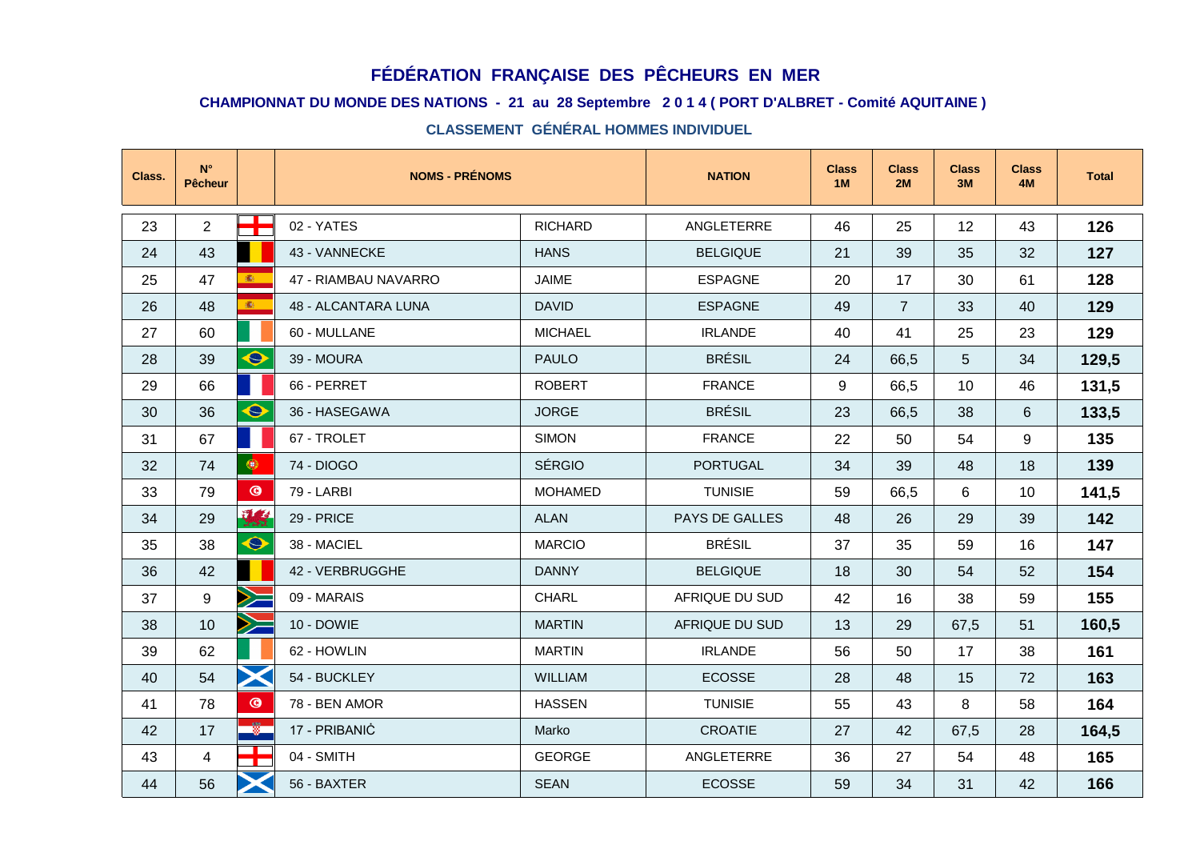# FÉDÉRATION FRANÇAISE DES PÊCHEURS EN MER

## CHAMPIONNAT DU MONDE DES NATIONS - 21 au 28 Septembre 2 0 1 4 ( PORT D'ALBRET - Comité AQUITAINE )

### CLASSEMENT GÉNÉRAL HOMMES INDIVIDUEL

| Class. | N° Pêcheur | | NOMS - PRÉNOMS | | NATION | Class 1M | Class 2M | Class 3M | Class 4M | Total |
|---|---|---|---|---|---|---|---|---|---|---|
| 23 | 2 | | 02 - YATES | RICHARD | ANGLETERRE | 46 | 25 | 12 | 43 | **126** |
| 24 | 43 | | 43 - VANNECKE | HANS | BELGIQUE | 21 | 39 | 35 | 32 | **127** |
| 25 | 47 | | 47 - RIAMBAU NAVARRO | JAIME | ESPAGNE | 20 | 17 | 30 | 61 | **128** |
| 26 | 48 | | 48 - ALCANTARA LUNA | DAVID | ESPAGNE | 49 | 7 | 33 | 40 | **129** |
| 27 | 60 | | 60 - MULLANE | MICHAEL | IRLANDE | 40 | 41 | 25 | 23 | **129** |
| 28 | 39 | | 39 - MOURA | PAULO | BRÉSIL | 24 | 66,5 | 5 | 34 | **129,5** |
| 29 | 66 | | 66 - PERRET | ROBERT | FRANCE | 9 | 66,5 | 10 | 46 | **131,5** |
| 30 | 36 | | 36 - HASEGAWA | JORGE | BRÉSIL | 23 | 66,5 | 38 | 6 | **133,5** |
| 31 | 67 | | 67 - TROLET | SIMON | FRANCE | 22 | 50 | 54 | 9 | **135** |
| 32 | 74 | | 74 - DIOGO | SÉRGIO | PORTUGAL | 34 | 39 | 48 | 18 | **139** |
| 33 | 79 | | 79 - LARBI | MOHAMED | TUNISIE | 59 | 66,5 | 6 | 10 | **141,5** |
| 34 | 29 | | 29 - PRICE | ALAN | PAYS DE GALLES | 48 | 26 | 29 | 39 | **142** |
| 35 | 38 | | 38 - MACIEL | MARCIO | BRÉSIL | 37 | 35 | 59 | 16 | **147** |
| 36 | 42 | | 42 - VERBRUGGHE | DANNY | BELGIQUE | 18 | 30 | 54 | 52 | **154** |
| 37 | 9 | | 09 - MARAIS | CHARL | AFRIQUE DU SUD | 42 | 16 | 38 | 59 | **155** |
| 38 | 10 | | 10 - DOWIE | MARTIN | AFRIQUE DU SUD | 13 | 29 | 67,5 | 51 | **160,5** |
| 39 | 62 | | 62 - HOWLIN | MARTIN | IRLANDE | 56 | 50 | 17 | 38 | **161** |
| 40 | 54 | | 54 - BUCKLEY | WILLIAM | ECOSSE | 28 | 48 | 15 | 72 | **163** |
| 41 | 78 | | 78 - BEN AMOR | HASSEN | TUNISIE | 55 | 43 | 8 | 58 | **164** |
| 42 | 17 | | 17 - PRIBANIĆ | Marko | CROATIE | 27 | 42 | 67,5 | 28 | **164,5** |
| 43 | 4 | | 04 - SMITH | GEORGE | ANGLETERRE | 36 | 27 | 54 | 48 | **165** |
| 44 | 56 | | 56 - BAXTER | SEAN | ECOSSE | 59 | 34 | 31 | 42 | **166** |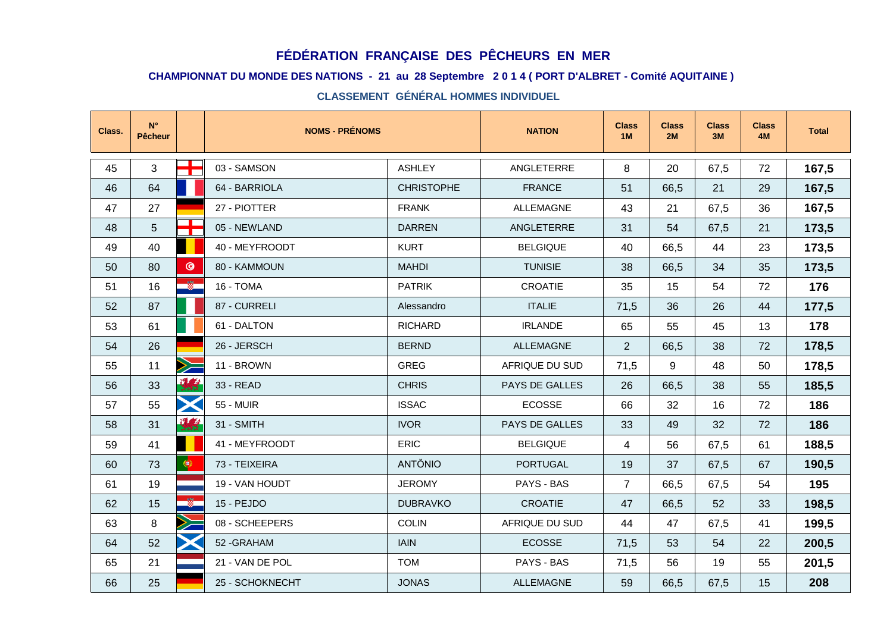# FÉDÉRATION FRANÇAISE DES PÊCHEURS EN MER

## CHAMPIONNAT DU MONDE DES NATIONS - 21 au 28 Septembre 2 0 1 4 ( PORT D'ALBRET - Comité AQUITAINE )

### CLASSEMENT GÉNÉRAL HOMMES INDIVIDUEL

| Class. | N° Pêcheur | | NOMS - PRÉNOMS | | NATION | Class 1M | Class 2M | Class 3M | Class 4M | Total |
|---|---|---|---|---|---|---|---|---|---|---|
| 45 | 3 | | 03 - SAMSON | ASHLEY | ANGLETERRE | 8 | 20 | 67,5 | 72 | **167,5** |
| 46 | 64 | | 64 - BARRIOLA | CHRISTOPHE | FRANCE | 51 | 66,5 | 21 | 29 | **167,5** |
| 47 | 27 | | 27 - PIOTTER | FRANK | ALLEMAGNE | 43 | 21 | 67,5 | 36 | **167,5** |
| 48 | 5 | | 05 - NEWLAND | DARREN | ANGLETERRE | 31 | 54 | 67,5 | 21 | **173,5** |
| 49 | 40 | | 40 - MEYFROODT | KURT | BELGIQUE | 40 | 66,5 | 44 | 23 | **173,5** |
| 50 | 80 | | 80 - KAMMOUN | MAHDI | TUNISIE | 38 | 66,5 | 34 | 35 | **173,5** |
| 51 | 16 | | 16 - TOMA | PATRIK | CROATIE | 35 | 15 | 54 | 72 | **176** |
| 52 | 87 | | 87 - CURRELI | Alessandro | ITALIE | 71,5 | 36 | 26 | 44 | **177,5** |
| 53 | 61 | | 61 - DALTON | RICHARD | IRLANDE | 65 | 55 | 45 | 13 | **178** |
| 54 | 26 | | 26 - JERSCH | BERND | ALLEMAGNE | 2 | 66,5 | 38 | 72 | **178,5** |
| 55 | 11 | | 11 - BROWN | GREG | AFRIQUE DU SUD | 71,5 | 9 | 48 | 50 | **178,5** |
| 56 | 33 | | 33 - READ | CHRIS | PAYS DE GALLES | 26 | 66,5 | 38 | 55 | **185,5** |
| 57 | 55 | | 55 - MUIR | ISSAC | ECOSSE | 66 | 32 | 16 | 72 | **186** |
| 58 | 31 | | 31 - SMITH | IVOR | PAYS DE GALLES | 33 | 49 | 32 | 72 | **186** |
| 59 | 41 | | 41 - MEYFROODT | ERIC | BELGIQUE | 4 | 56 | 67,5 | 61 | **188,5** |
| 60 | 73 | | 73 - TEIXEIRA | ANTŎNIO | PORTUGAL | 19 | 37 | 67,5 | 67 | **190,5** |
| 61 | 19 | | 19 - VAN HOUDT | JEROMY | PAYS - BAS | 7 | 66,5 | 67,5 | 54 | **195** |
| 62 | 15 | | 15 - PEJDO | DUBRAVKO | CROATIE | 47 | 66,5 | 52 | 33 | **198,5** |
| 63 | 8 | | 08 - SCHEEPERS | COLIN | AFRIQUE DU SUD | 44 | 47 | 67,5 | 41 | **199,5** |
| 64 | 52 | | 52 -GRAHAM | IAIN | ECOSSE | 71,5 | 53 | 54 | 22 | **200,5** |
| 65 | 21 | | 21 - VAN DE POL | TOM | PAYS - BAS | 71,5 | 56 | 19 | 55 | **201,5** |
| 66 | 25 | | 25 - SCHOKNECHT | JONAS | ALLEMAGNE | 59 | 66,5 | 67,5 | 15 | **208** |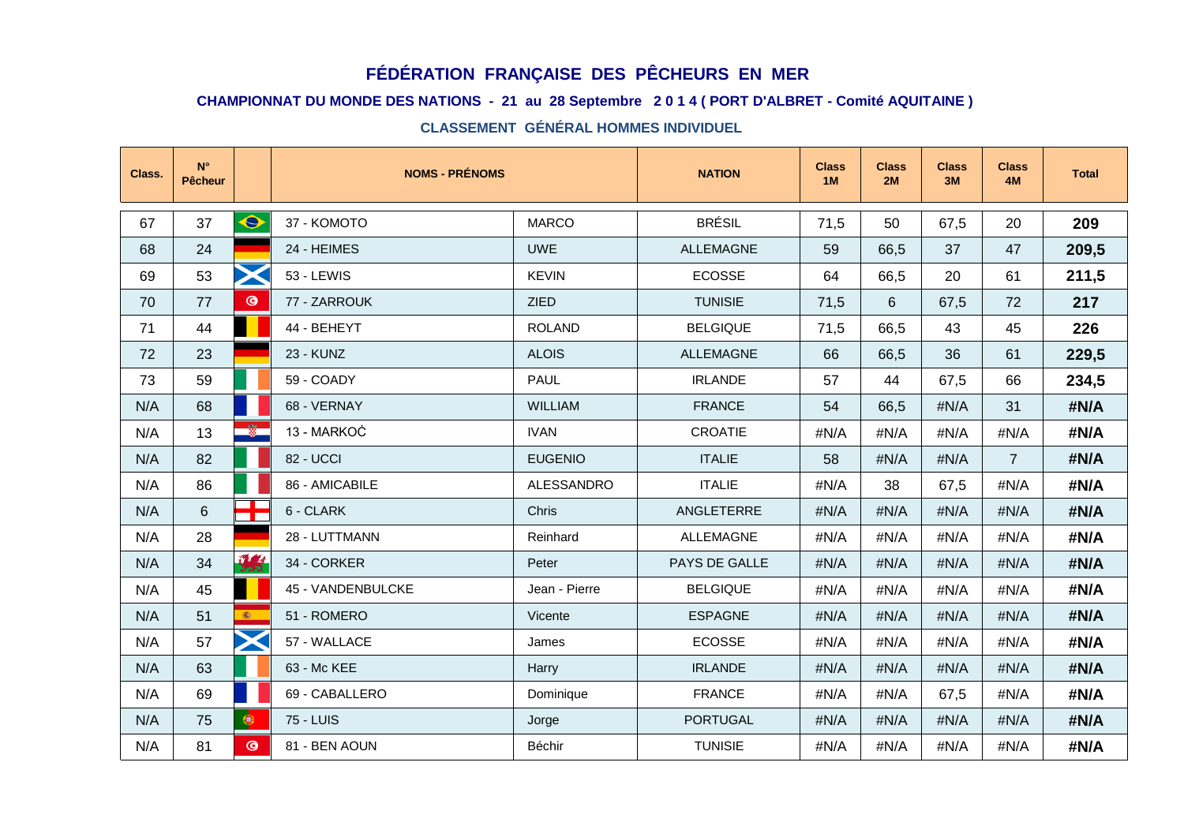# FÉDÉRATION FRANÇAISE DES PÊCHEURS EN MER

## CHAMPIONNAT DU MONDE DES NATIONS - 21 au 28 Septembre 2 0 1 4 ( PORT D'ALBRET - Comité AQUITAINE )

### CLASSEMENT GÉNÉRAL HOMMES INDIVIDUEL

| Class. | N° Pêcheur | | NOMS - PRÉNOMS | | NATION | Class 1M | Class 2M | Class 3M | Class 4M | Total |
|---|---|---|---|---|---|---|---|---|---|---|
| 67 | 37 | | 37 - KOMOTO | MARCO | BRÉSIL | 71,5 | 50 | 67,5 | 20 | **209** |
| 68 | 24 | | 24 - HEIMES | UWE | ALLEMAGNE | 59 | 66,5 | 37 | 47 | **209,5** |
| 69 | 53 | | 53 - LEWIS | KEVIN | ECOSSE | 64 | 66,5 | 20 | 61 | **211,5** |
| 70 | 77 | | 77 - ZARROUK | ZIED | TUNISIE | 71,5 | 6 | 67,5 | 72 | **217** |
| 71 | 44 | | 44 - BEHEYT | ROLAND | BELGIQUE | 71,5 | 66,5 | 43 | 45 | **226** |
| 72 | 23 | | 23 - KUNZ | ALOIS | ALLEMAGNE | 66 | 66,5 | 36 | 61 | **229,5** |
| 73 | 59 | | 59 - COADY | PAUL | IRLANDE | 57 | 44 | 67,5 | 66 | **234,5** |
| N/A | 68 | | 68 - VERNAY | WILLIAM | FRANCE | 54 | 66,5 | #N/A | 31 | **#N/A** |
| N/A | 13 | | 13 - MARKOĊ | IVAN | CROATIE | #N/A | #N/A | #N/A | #N/A | **#N/A** |
| N/A | 82 | | 82 - UCCI | EUGENIO | ITALIE | 58 | #N/A | #N/A | 7 | **#N/A** |
| N/A | 86 | | 86 - AMICABILE | ALESSANDRO | ITALIE | #N/A | 38 | 67,5 | #N/A | **#N/A** |
| N/A | 6 | | 6 - CLARK | Chris | ANGLETERRE | #N/A | #N/A | #N/A | #N/A | **#N/A** |
| N/A | 28 | | 28 - LUTTMANN | Reinhard | ALLEMAGNE | #N/A | #N/A | #N/A | #N/A | **#N/A** |
| N/A | 34 | | 34 - CORKER | Peter | PAYS DE GALLE | #N/A | #N/A | #N/A | #N/A | **#N/A** |
| N/A | 45 | | 45 - VANDENBULCKE | Jean - Pierre | BELGIQUE | #N/A | #N/A | #N/A | #N/A | **#N/A** |
| N/A | 51 | | 51 - ROMERO | Vicente | ESPAGNE | #N/A | #N/A | #N/A | #N/A | **#N/A** |
| N/A | 57 | | 57 - WALLACE | James | ECOSSE | #N/A | #N/A | #N/A | #N/A | **#N/A** |
| N/A | 63 | | 63 - Mc KEE | Harry | IRLANDE | #N/A | #N/A | #N/A | #N/A | **#N/A** |
| N/A | 69 | | 69 - CABALLERO | Dominique | FRANCE | #N/A | #N/A | 67,5 | #N/A | **#N/A** |
| N/A | 75 | | 75 - LUIS | Jorge | PORTUGAL | #N/A | #N/A | #N/A | #N/A | **#N/A** |
| N/A | 81 | | 81 - BEN AOUN | Béchir | TUNISIE | #N/A | #N/A | #N/A | #N/A | **#N/A** |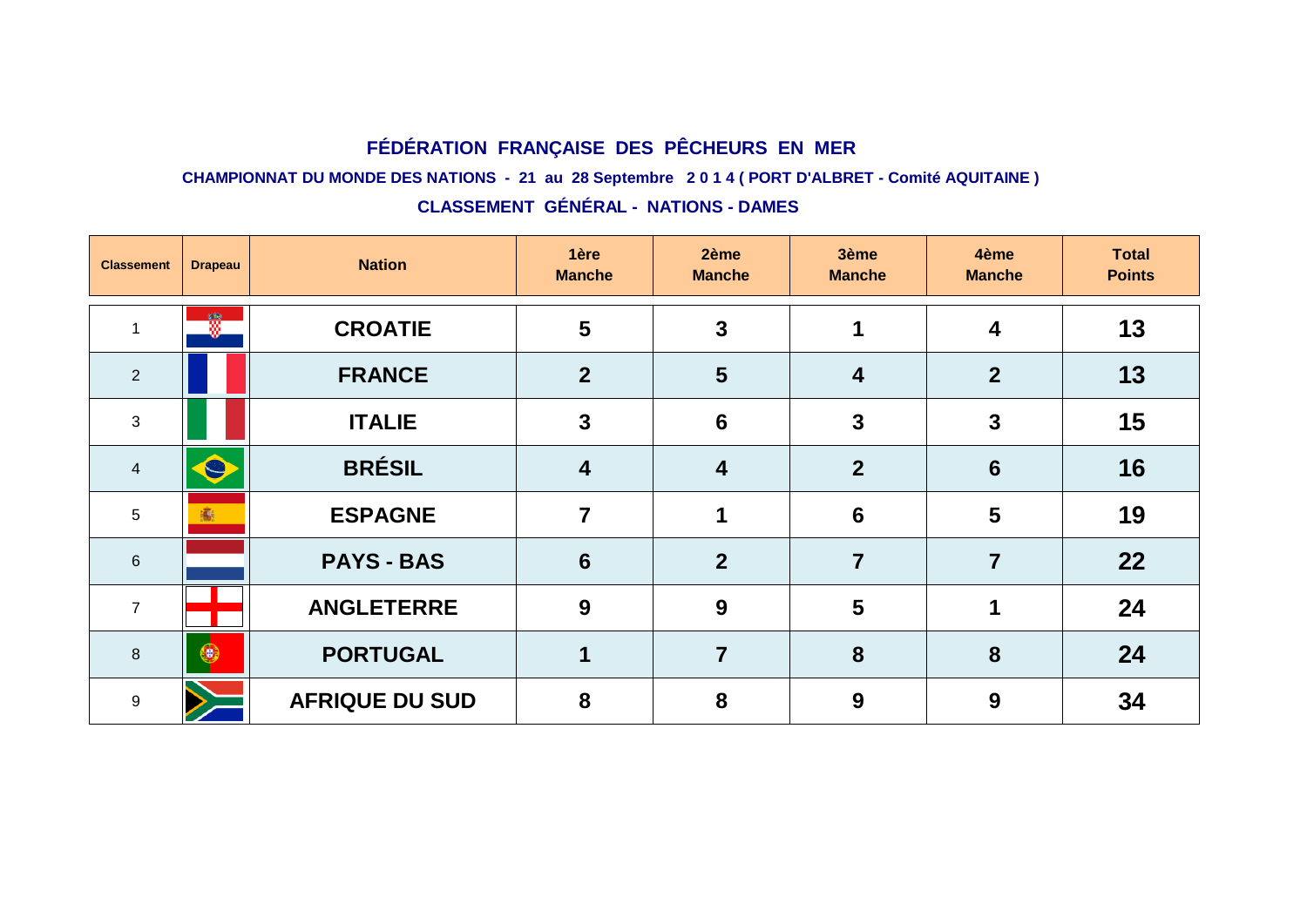# FÉDÉRATION FRANÇAISE DES PÊCHEURS EN MER

## CHAMPIONNAT DU MONDE DES NATIONS - 21 au 28 Septembre 2 0 1 4 ( PORT D'ALBRET - Comité AQUITAINE )

## CLASSEMENT GÉNÉRAL - NATIONS - DAMES

| Classement | Drapeau | Nation | 1ère Manche | 2ème Manche | 3ème Manche | 4ème Manche | Total Points |
|---|---|---|---|---|---|---|---|
| 1 | | **CROATIE** | **5** | **3** | **1** | **4** | **13** |
| 2 | | **FRANCE** | **2** | **5** | **4** | **2** | **13** |
| 3 | | **ITALIE** | **3** | **6** | **3** | **3** | **15** |
| 4 | | **BRÉSIL** | **4** | **4** | **2** | **6** | **16** |
| 5 | | **ESPAGNE** | **7** | **1** | **6** | **5** | **19** |
| 6 | | **PAYS - BAS** | **6** | **2** | **7** | **7** | **22** |
| 7 | | **ANGLETERRE** | **9** | **9** | **5** | **1** | **24** |
| 8 | | **PORTUGAL** | **1** | **7** | **8** | **8** | **24** |
| 9 | | **AFRIQUE DU SUD** | **8** | **8** | **9** | **9** | **34** |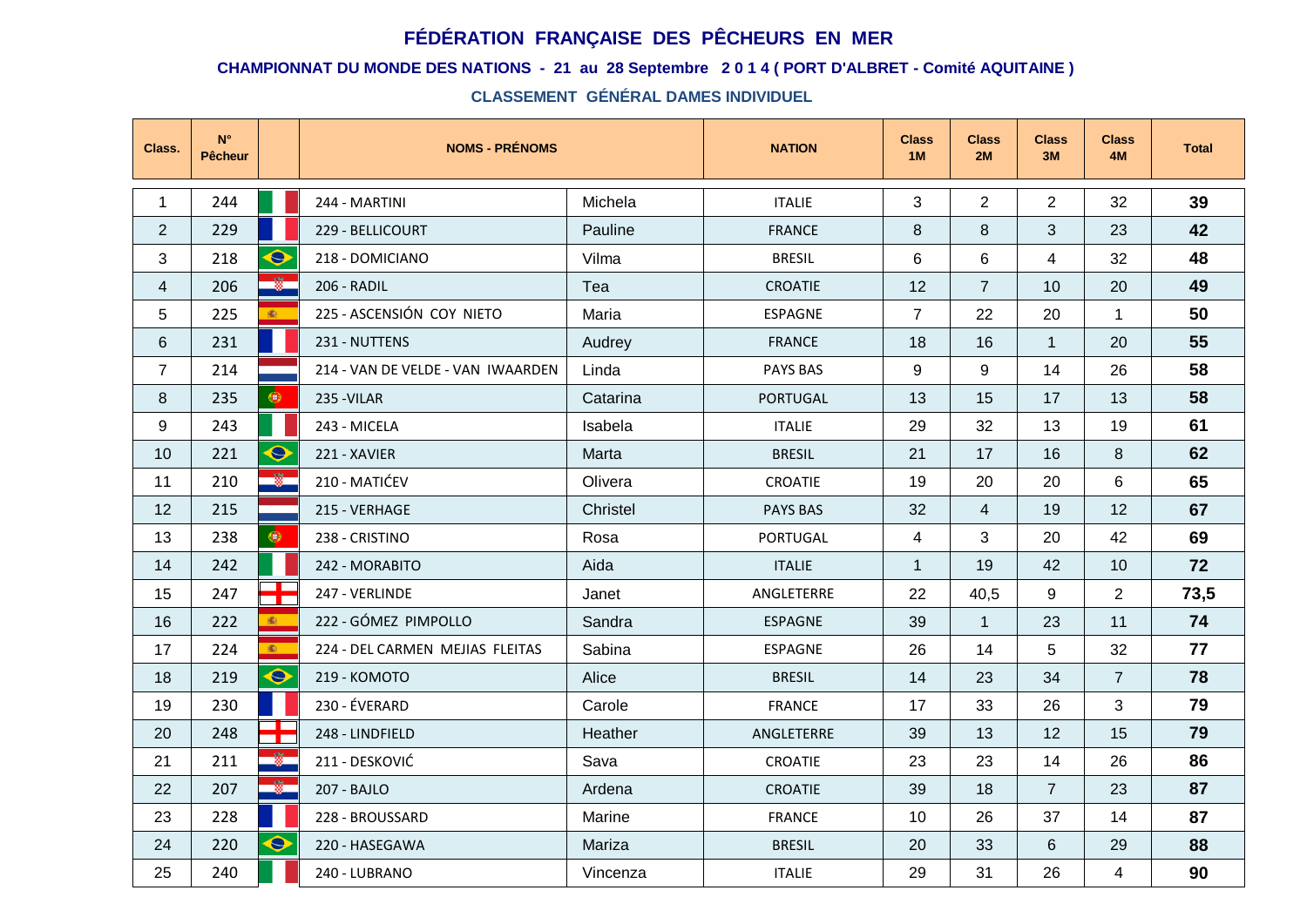# FÉDÉRATION FRANÇAISE DES PÊCHEURS EN MER

### CHAMPIONNAT DU MONDE DES NATIONS - 21 au 28 Septembre 2 0 1 4 ( PORT D'ALBRET - Comité AQUITAINE )

### CLASSEMENT GÉNÉRAL DAMES INDIVIDUEL

| Class. | N° Pêcheur | | NOMS - PRÉNOMS | | NATION | Class 1M | Class 2M | Class 3M | Class 4M | Total |
|---|---|---|---|---|---|---|---|---|---|---|
| 1 | 244 | | 244 - MARTINI | Michela | ITALIE | 3 | 2 | 2 | 32 | **39** |
| 2 | 229 | | 229 - BELLICOURT | Pauline | FRANCE | 8 | 8 | 3 | 23 | **42** |
| 3 | 218 | | 218 - DOMICIANO | Vilma | BRESIL | 6 | 6 | 4 | 32 | **48** |
| 4 | 206 | | 206 - RADIL | Tea | CROATIE | 12 | 7 | 10 | 20 | **49** |
| 5 | 225 | | 225 - ASCENSIÓN COY NIETO | Maria | ESPAGNE | 7 | 22 | 20 | 1 | **50** |
| 6 | 231 | | 231 - NUTTENS | Audrey | FRANCE | 18 | 16 | 1 | 20 | **55** |
| 7 | 214 | | 214 - VAN DE VELDE - VAN IWAARDEN | Linda | PAYS BAS | 9 | 9 | 14 | 26 | **58** |
| 8 | 235 | | 235 -VILAR | Catarina | PORTUGAL | 13 | 15 | 17 | 13 | **58** |
| 9 | 243 | | 243 - MICELA | Isabela | ITALIE | 29 | 32 | 13 | 19 | **61** |
| 10 | 221 | | 221 - XAVIER | Marta | BRESIL | 21 | 17 | 16 | 8 | **62** |
| 11 | 210 | | 210 - MATIĆEV | Olivera | CROATIE | 19 | 20 | 20 | 6 | **65** |
| 12 | 215 | | 215 - VERHAGE | Christel | PAYS BAS | 32 | 4 | 19 | 12 | **67** |
| 13 | 238 | | 238 - CRISTINO | Rosa | PORTUGAL | 4 | 3 | 20 | 42 | **69** |
| 14 | 242 | | 242 - MORABITO | Aida | ITALIE | 1 | 19 | 42 | 10 | **72** |
| 15 | 247 | | 247 - VERLINDE | Janet | ANGLETERRE | 22 | 40,5 | 9 | 2 | **73,5** |
| 16 | 222 | | 222 - GÓMEZ PIMPOLLO | Sandra | ESPAGNE | 39 | 1 | 23 | 11 | **74** |
| 17 | 224 | | 224 - DEL CARMEN MEJIAS FLEITAS | Sabina | ESPAGNE | 26 | 14 | 5 | 32 | **77** |
| 18 | 219 | | 219 - KOMOTO | Alice | BRESIL | 14 | 23 | 34 | 7 | **78** |
| 19 | 230 | | 230 - ÉVERARD | Carole | FRANCE | 17 | 33 | 26 | 3 | **79** |
| 20 | 248 | | 248 - LINDFIELD | Heather | ANGLETERRE | 39 | 13 | 12 | 15 | **79** |
| 21 | 211 | | 211 - DESKOVIĆ | Sava | CROATIE | 23 | 23 | 14 | 26 | **86** |
| 22 | 207 | | 207 - BAJLO | Ardena | CROATIE | 39 | 18 | 7 | 23 | **87** |
| 23 | 228 | | 228 - BROUSSARD | Marine | FRANCE | 10 | 26 | 37 | 14 | **87** |
| 24 | 220 | | 220 - HASEGAWA | Mariza | BRESIL | 20 | 33 | 6 | 29 | **88** |
| 25 | 240 | | 240 - LUBRANO | Vincenza | ITALIE | 29 | 31 | 26 | 4 | **90** |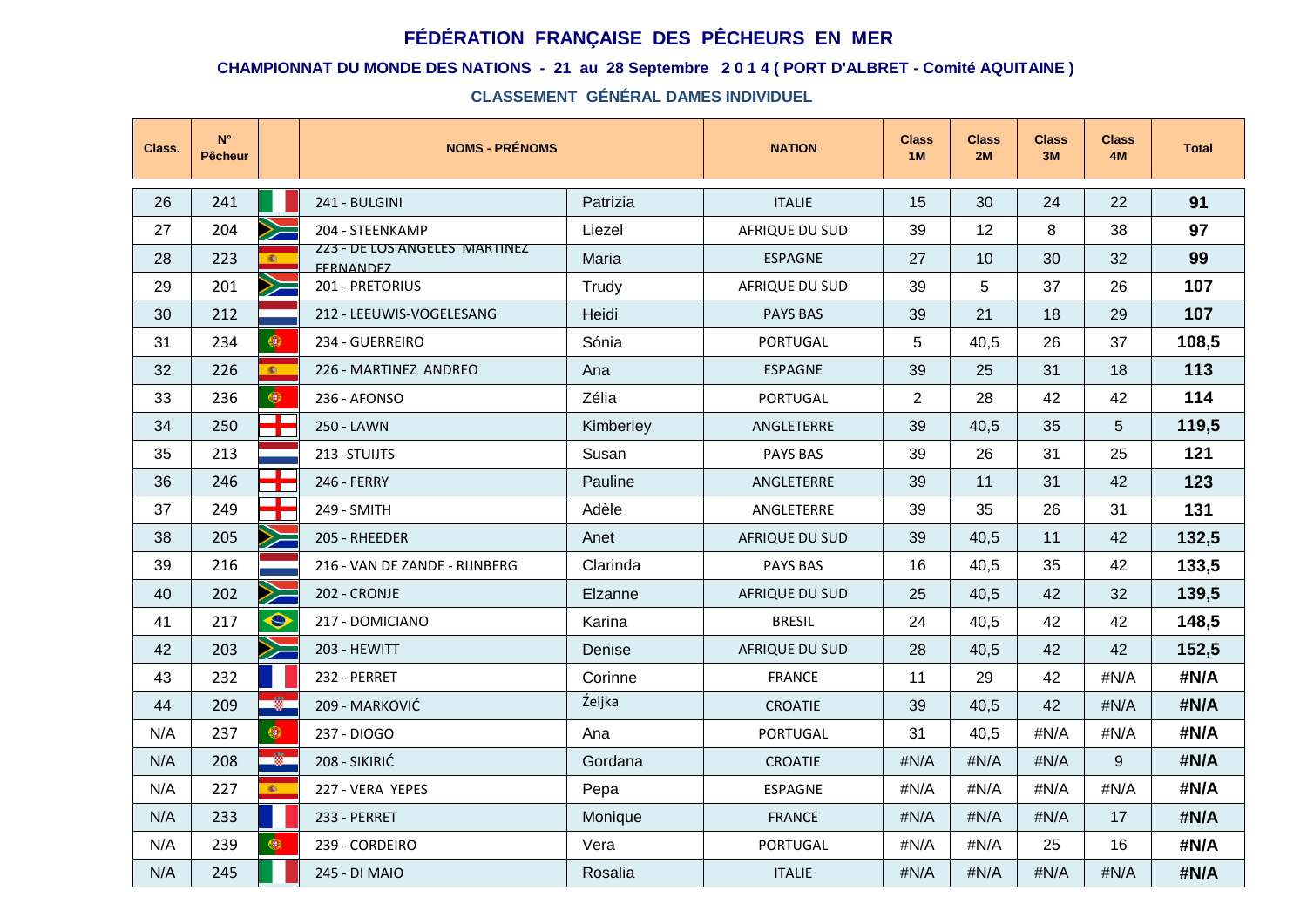# FÉDÉRATION FRANÇAISE DES PÊCHEURS EN MER

### CHAMPIONNAT DU MONDE DES NATIONS - 21 au 28 Septembre 2 0 1 4 ( PORT D'ALBRET - Comité AQUITAINE )

### CLASSEMENT GÉNÉRAL DAMES INDIVIDUEL

| Class. | N° Pêcheur | | NOMS - PRÉNOMS | | NATION | Class 1M | Class 2M | Class 3M | Class 4M | Total |
|---|---|---|---|---|---|---|---|---|---|---|
| 26 | 241 | | 241 - BULGINI | Patrizia | ITALIE | 15 | 30 | 24 | 22 | **91** |
| 27 | 204 | | 204 - STEENKAMP | Liezel | AFRIQUE DU SUD | 39 | 12 | 8 | 38 | **97** |
| 28 | 223 | | 223 - DE LOS ANGELES MARTINEZ FERNANDEZ | Maria | ESPAGNE | 27 | 10 | 30 | 32 | **99** |
| 29 | 201 | | 201 - PRETORIUS | Trudy | AFRIQUE DU SUD | 39 | 5 | 37 | 26 | **107** |
| 30 | 212 | | 212 - LEEUWIS-VOGELESANG | Heidi | PAYS BAS | 39 | 21 | 18 | 29 | **107** |
| 31 | 234 | | 234 - GUERREIRO | Sónia | PORTUGAL | 5 | 40,5 | 26 | 37 | **108,5** |
| 32 | 226 | | 226 - MARTINEZ ANDREO | Ana | ESPAGNE | 39 | 25 | 31 | 18 | **113** |
| 33 | 236 | | 236 - AFONSO | Zélia | PORTUGAL | 2 | 28 | 42 | 42 | **114** |
| 34 | 250 | | 250 - LAWN | Kimberley | ANGLETERRE | 39 | 40,5 | 35 | 5 | **119,5** |
| 35 | 213 | | 213 -STUIJTS | Susan | PAYS BAS | 39 | 26 | 31 | 25 | **121** |
| 36 | 246 | | 246 - FERRY | Pauline | ANGLETERRE | 39 | 11 | 31 | 42 | **123** |
| 37 | 249 | | 249 - SMITH | Adèle | ANGLETERRE | 39 | 35 | 26 | 31 | **131** |
| 38 | 205 | | 205 - RHEEDER | Anet | AFRIQUE DU SUD | 39 | 40,5 | 11 | 42 | **132,5** |
| 39 | 216 | | 216 - VAN DE ZANDE - RIJNBERG | Clarinda | PAYS BAS | 16 | 40,5 | 35 | 42 | **133,5** |
| 40 | 202 | | 202 - CRONJE | Elzanne | AFRIQUE DU SUD | 25 | 40,5 | 42 | 32 | **139,5** |
| 41 | 217 | | 217 - DOMICIANO | Karina | BRESIL | 24 | 40,5 | 42 | 42 | **148,5** |
| 42 | 203 | | 203 - HEWITT | Denise | AFRIQUE DU SUD | 28 | 40,5 | 42 | 42 | **152,5** |
| 43 | 232 | | 232 - PERRET | Corinne | FRANCE | 11 | 29 | 42 | #N/A | **#N/A** |
| 44 | 209 | | 209 - MARKOVIĆ | Źeljka | CROATIE | 39 | 40,5 | 42 | #N/A | **#N/A** |
| N/A | 237 | | 237 - DIOGO | Ana | PORTUGAL | 31 | 40,5 | #N/A | #N/A | **#N/A** |
| N/A | 208 | | 208 - SIKIRIĆ | Gordana | CROATIE | #N/A | #N/A | #N/A | 9 | **#N/A** |
| N/A | 227 | | 227 - VERA YEPES | Pepa | ESPAGNE | #N/A | #N/A | #N/A | #N/A | **#N/A** |
| N/A | 233 | | 233 - PERRET | Monique | FRANCE | #N/A | #N/A | #N/A | 17 | **#N/A** |
| N/A | 239 | | 239 - CORDEIRO | Vera | PORTUGAL | #N/A | #N/A | 25 | 16 | **#N/A** |
| N/A | 245 | | 245 - DI MAIO | Rosalia | ITALIE | #N/A | #N/A | #N/A | #N/A | **#N/A** |